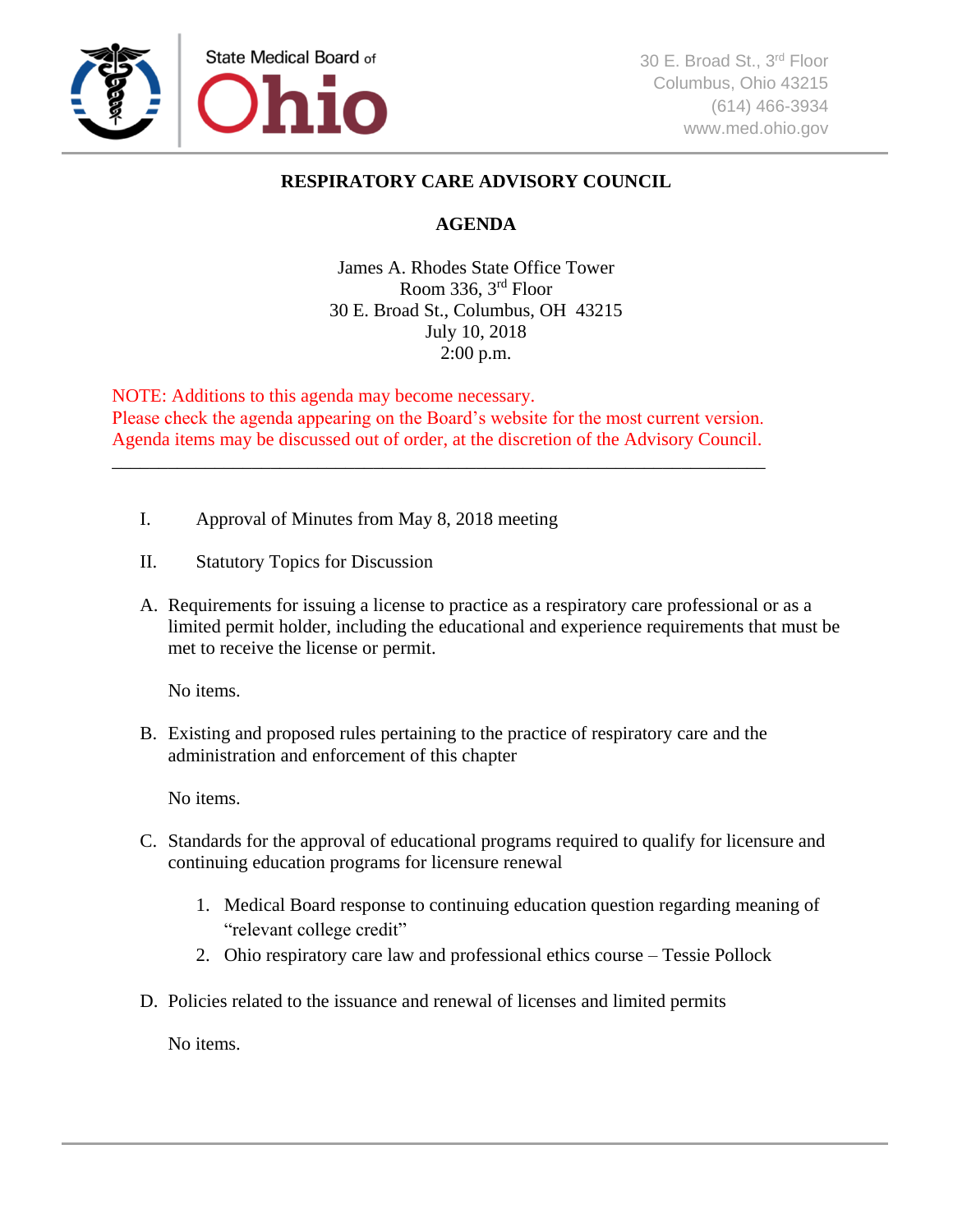State Medical Board of Ohio

30 E. Broad St., 3rd Floor
Columbus, Ohio 43215
(614) 466-3934
www.med.ohio.gov

# RESPIRATORY CARE ADVISORY COUNCIL

## AGENDA

James A. Rhodes State Office Tower
Room 336, 3rd Floor
30 E. Broad St., Columbus, OH 43215
July 10, 2018
2:00 p.m.

NOTE: Additions to this agenda may become necessary.
Please check the agenda appearing on the Board's website for the most current version.
Agenda items may be discussed out of order, at the discretion of the Advisory Council.

---

I. Approval of Minutes from May 8, 2018 meeting

II. Statutory Topics for Discussion

A. Requirements for issuing a license to practice as a respiratory care professional or as a limited permit holder, including the educational and experience requirements that must be met to receive the license or permit.

No items.

B. Existing and proposed rules pertaining to the practice of respiratory care and the administration and enforcement of this chapter

No items.

C. Standards for the approval of educational programs required to qualify for licensure and continuing education programs for licensure renewal

1. Medical Board response to continuing education question regarding meaning of "relevant college credit"
2. Ohio respiratory care law and professional ethics course – Tessie Pollock

D. Policies related to the issuance and renewal of licenses and limited permits

No items.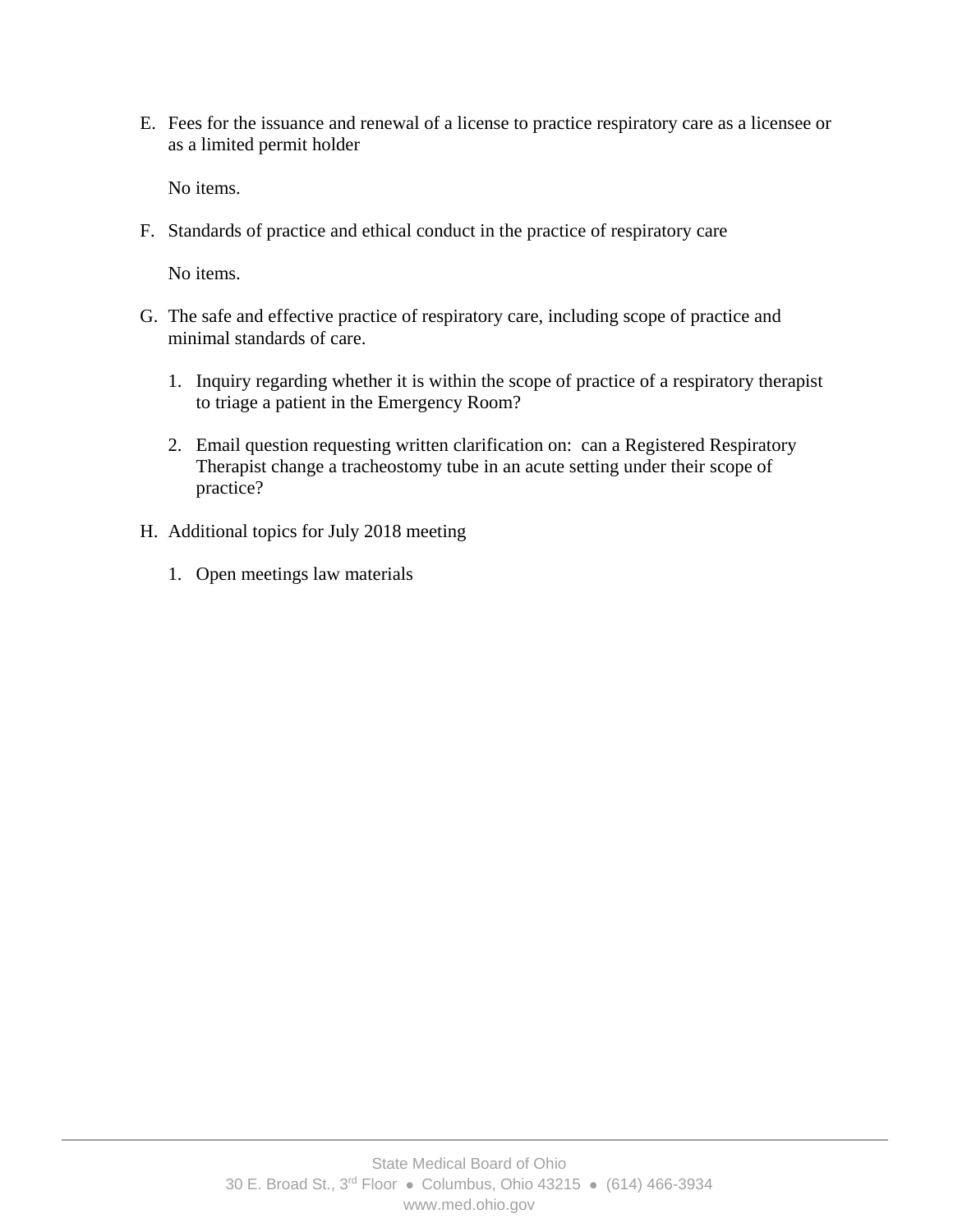E. Fees for the issuance and renewal of a license to practice respiratory care as a licensee or as a limited permit holder

   No items.

F. Standards of practice and ethical conduct in the practice of respiratory care

   No items.

G. The safe and effective practice of respiratory care, including scope of practice and minimal standards of care.

   1. Inquiry regarding whether it is within the scope of practice of a respiratory therapist to triage a patient in the Emergency Room?

   2. Email question requesting written clarification on: can a Registered Respiratory Therapist change a tracheostomy tube in an acute setting under their scope of practice?

H. Additional topics for July 2018 meeting

   1. Open meetings law materials